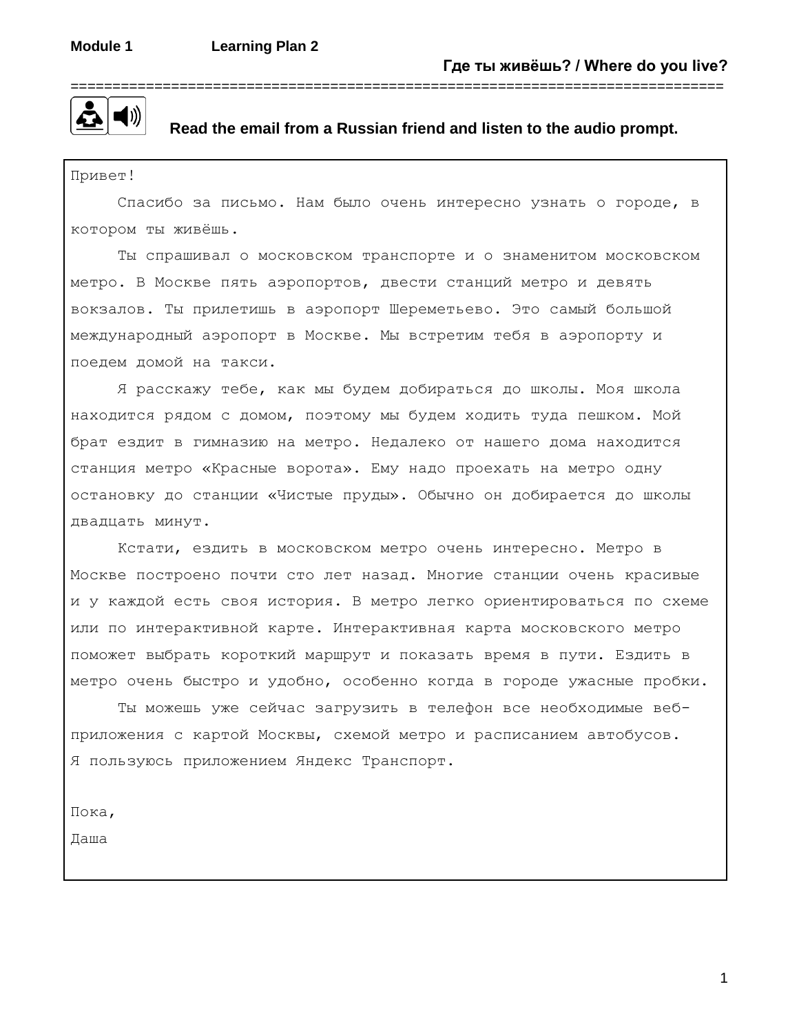**Module 1** **Learning Plan 2**

**Где ты живёшь? / Where do you live?**

**Read the email from a Russian friend and listen to the audio prompt.**

Привет!

Спасибо за письмо. Нам было очень интересно узнать о городе, в котором ты живёшь.

Ты спрашивал о московском транспорте и о знаменитом московском метро. В Москве пять аэропортов, двести станций метро и девять вокзалов. Ты прилетишь в аэропорт Шереметьево. Это самый большой международный аэропорт в Москве. Мы встретим тебя в аэропорту и поедем домой на такси.

Я расскажу тебе, как мы будем добираться до школы. Моя школа находится рядом с домом, поэтому мы будем ходить туда пешком. Мой брат ездит в гимназию на метро. Недалеко от нашего дома находится станция метро «Красные ворота». Ему надо проехать на метро одну остановку до станции «Чистые пруды». Обычно он добирается до школы двадцать минут.

Кстати, ездить в московском метро очень интересно. Метро в Москве построено почти сто лет назад. Многие станции очень красивые и у каждой есть своя история. В метро легко ориентироваться по схеме или по интерактивной карте. Интерактивная карта московского метро поможет выбрать короткий маршрут и показать время в пути. Ездить в метро очень быстро и удобно, особенно когда в городе ужасные пробки.

Ты можешь уже сейчас загрузить в телефон все необходимые веб-приложения с картой Москвы, схемой метро и расписанием автобусов. Я пользуюсь приложением Яндекс Транспорт.

Пока,

Даша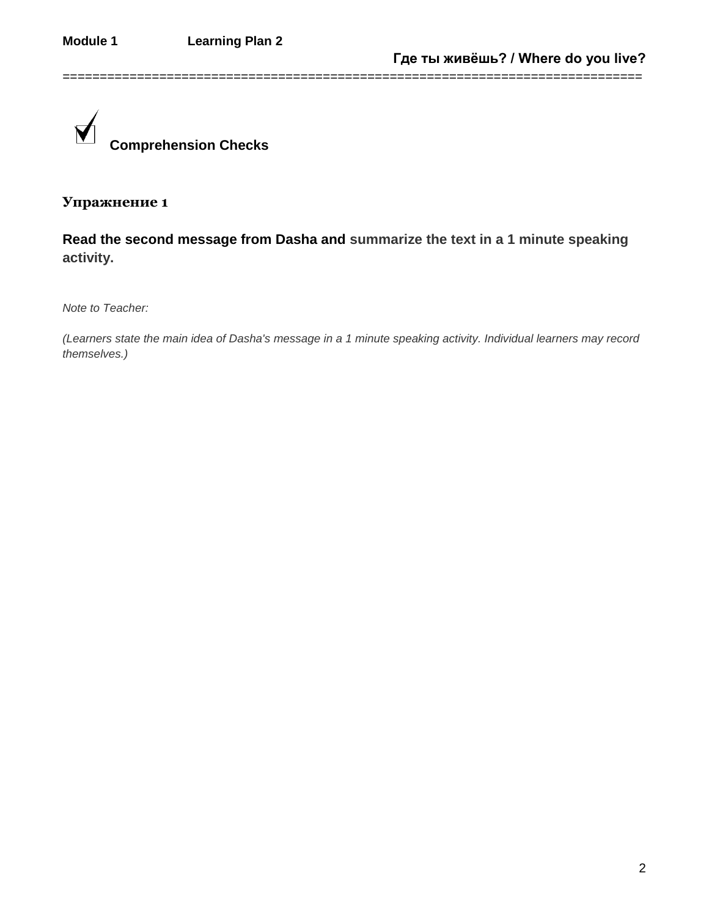## Comprehension Checks

### Упражнение 1

**Read the second message from Dasha and summarize the text in a 1 minute speaking activity.**

*Note to Teacher:*

*(Learners state the main idea of Dasha's message in a 1 minute speaking activity. Individual learners may record themselves.)*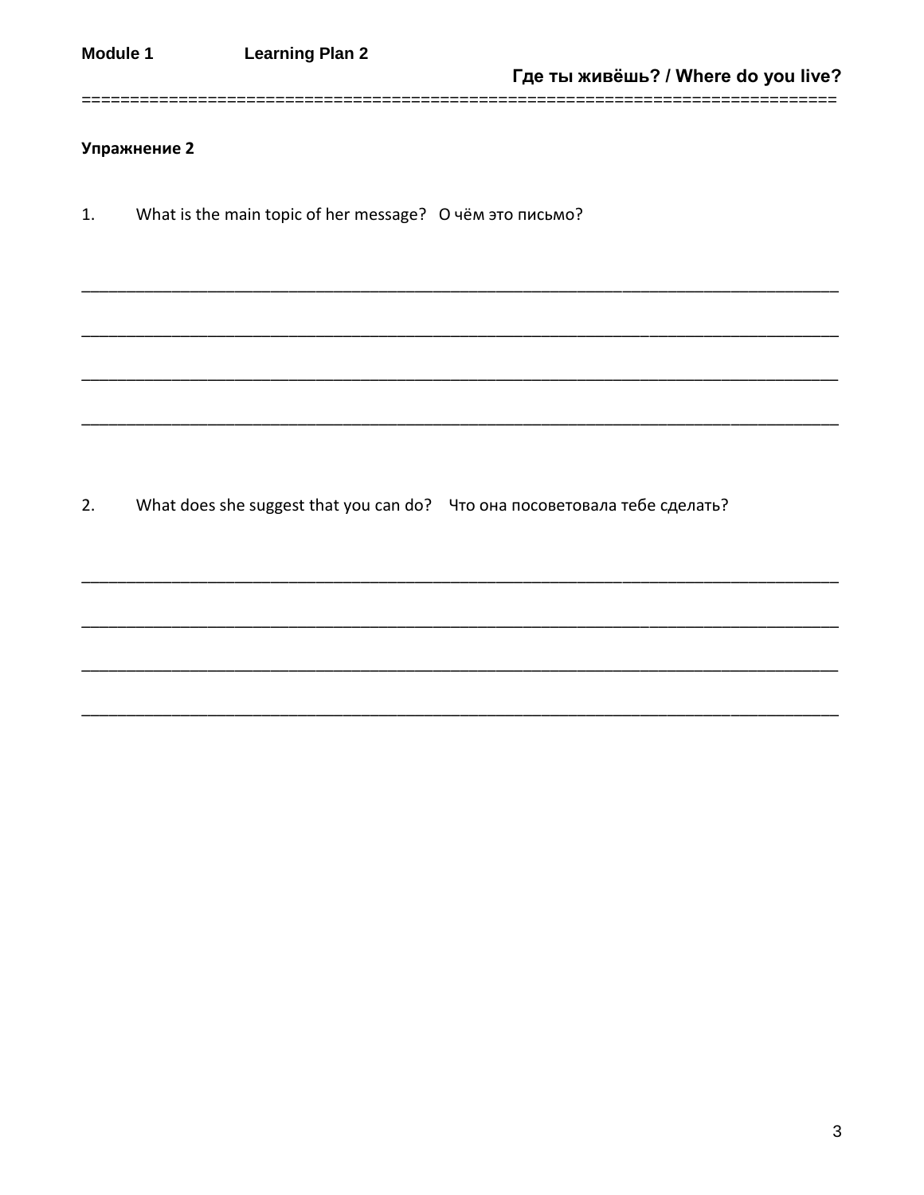**Упражнение 2**

1. What is the main topic of her message? О чём это письмо?

________________________________________________________________________________

________________________________________________________________________________

________________________________________________________________________________

________________________________________________________________________________

2. What does she suggest that you can do? Что она посоветовала тебе сделать?

________________________________________________________________________________

________________________________________________________________________________

________________________________________________________________________________

________________________________________________________________________________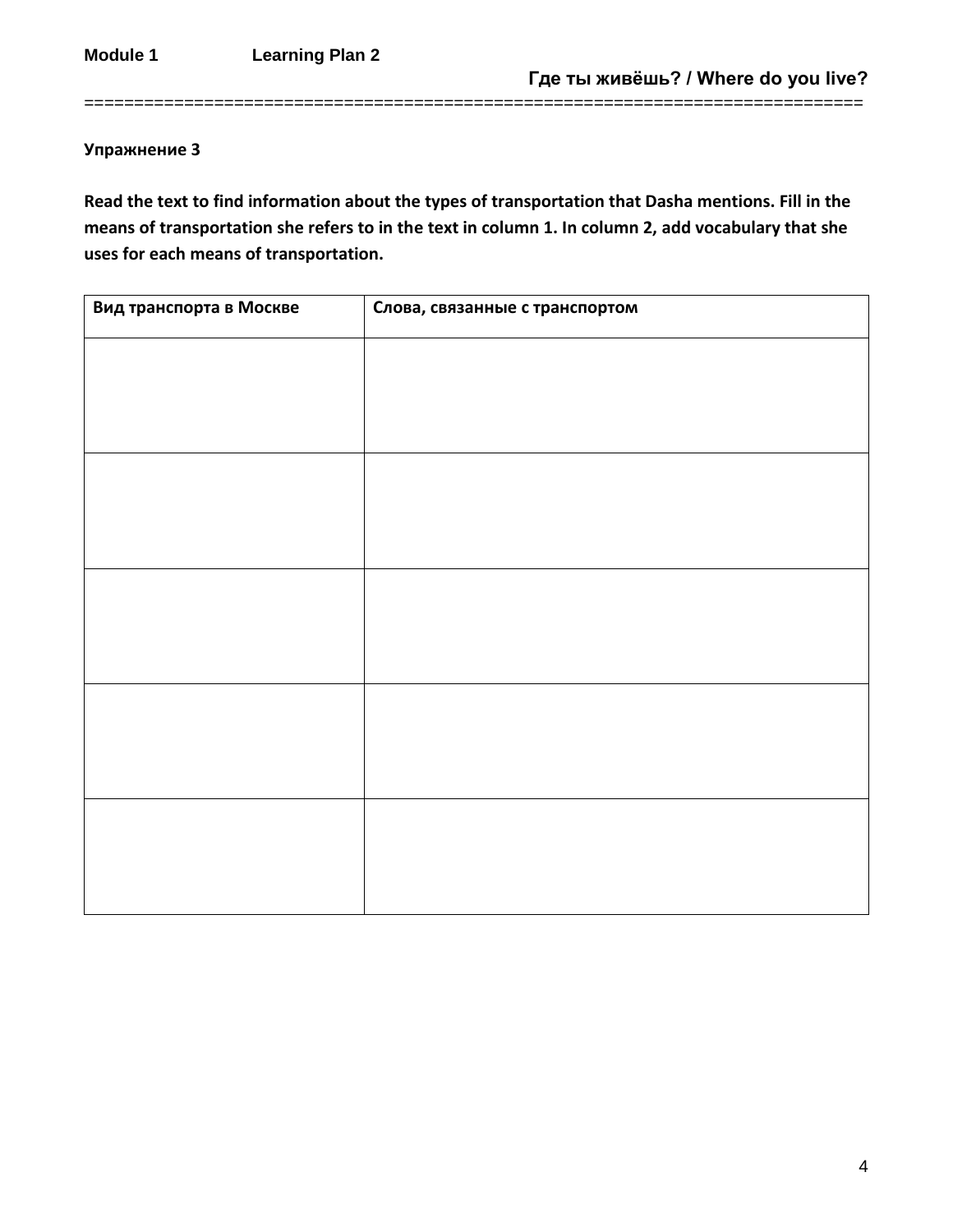**Упражнение 3**

**Read the text to find information about the types of transportation that Dasha mentions. Fill in the means of transportation she refers to in the text in column 1. In column 2, add vocabulary that she uses for each means of transportation.**

| Вид транспорта в Москве | Слова, связанные с транспортом |
|---|---|
| | |
| | |
| | |
| | |
| | |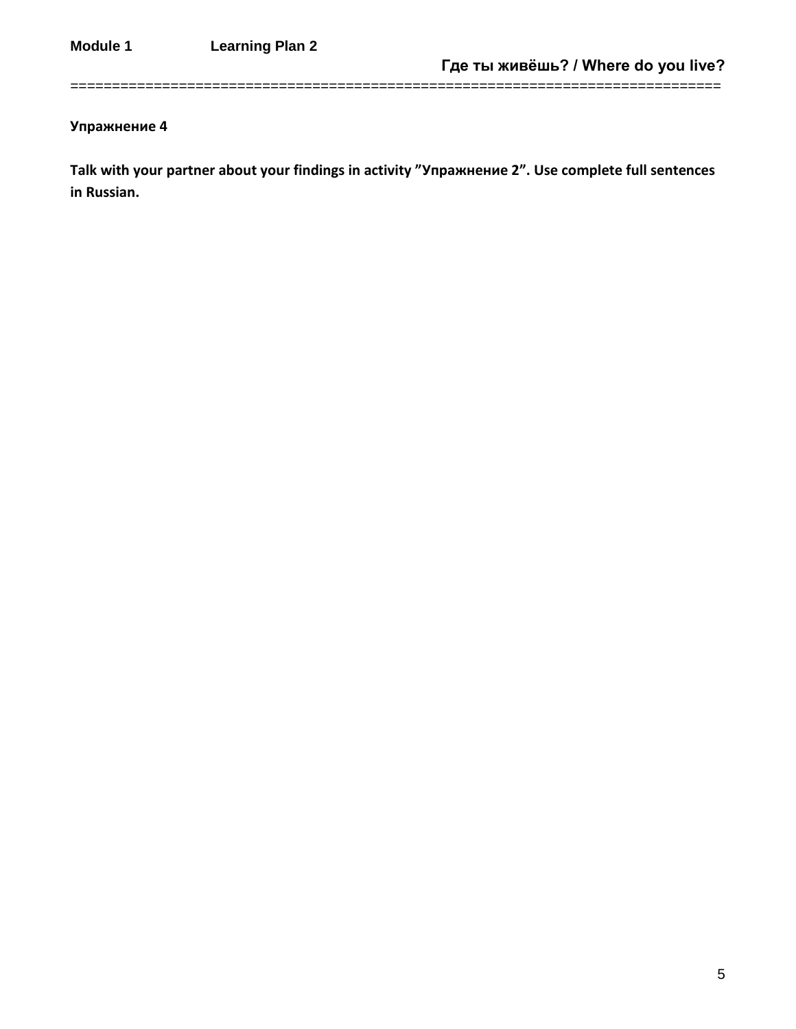### Упражнение 4

**Talk with your partner about your findings in activity ”Упражнение 2”. Use complete full sentences in Russian.**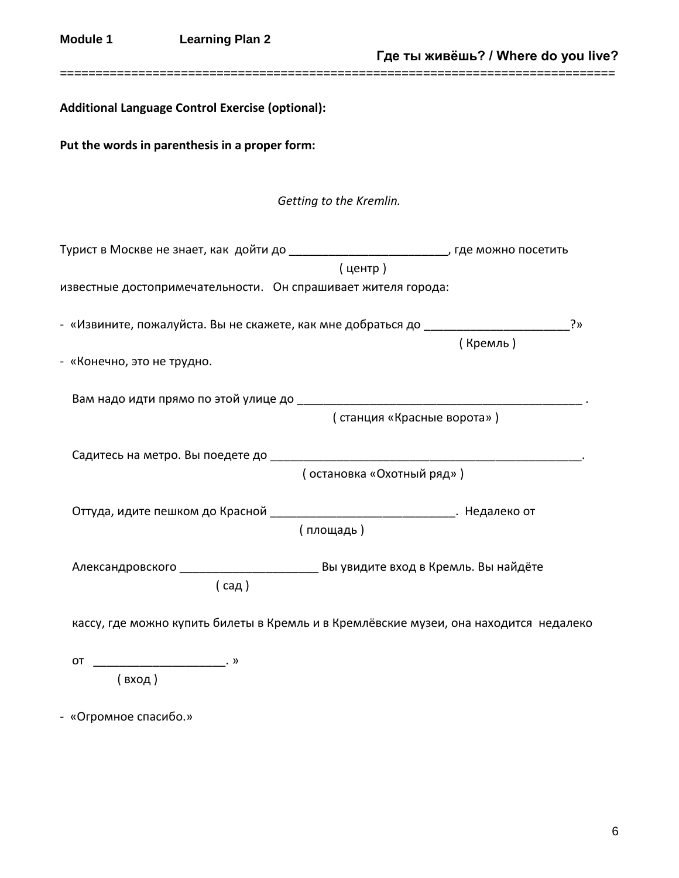**Additional Language Control Exercise (optional):**

**Put the words in parenthesis in a proper form:**

*Getting to the Kremlin.*

Турист в Москве не знает, как дойти до ________________________, где можно посетить
( центр )
известные достопримечательности. Он спрашивает жителя города:

- «Извините, пожалуйста. Вы не скажете, как мне добраться до ______________________?»
( Кремль )
- «Конечно, это не трудно.

Вам надо идти прямо по этой улице до ______________________________________________ .
( станция «Красные ворота» )

Садитесь на метро. Вы поедете до ________________________________________________.
( остановка «Охотный ряд» )

Оттуда, идите пешком до Красной ____________________________. Недалеко от
( площадь )

Александровского _____________________ Вы увидите вход в Кремль. Вы найдёте
( сад )

кассу, где можно купить билеты в Кремль и в Кремлёвские музеи, она находится недалеко

от ____________________. »
( вход )

- «Огромное спасибо.»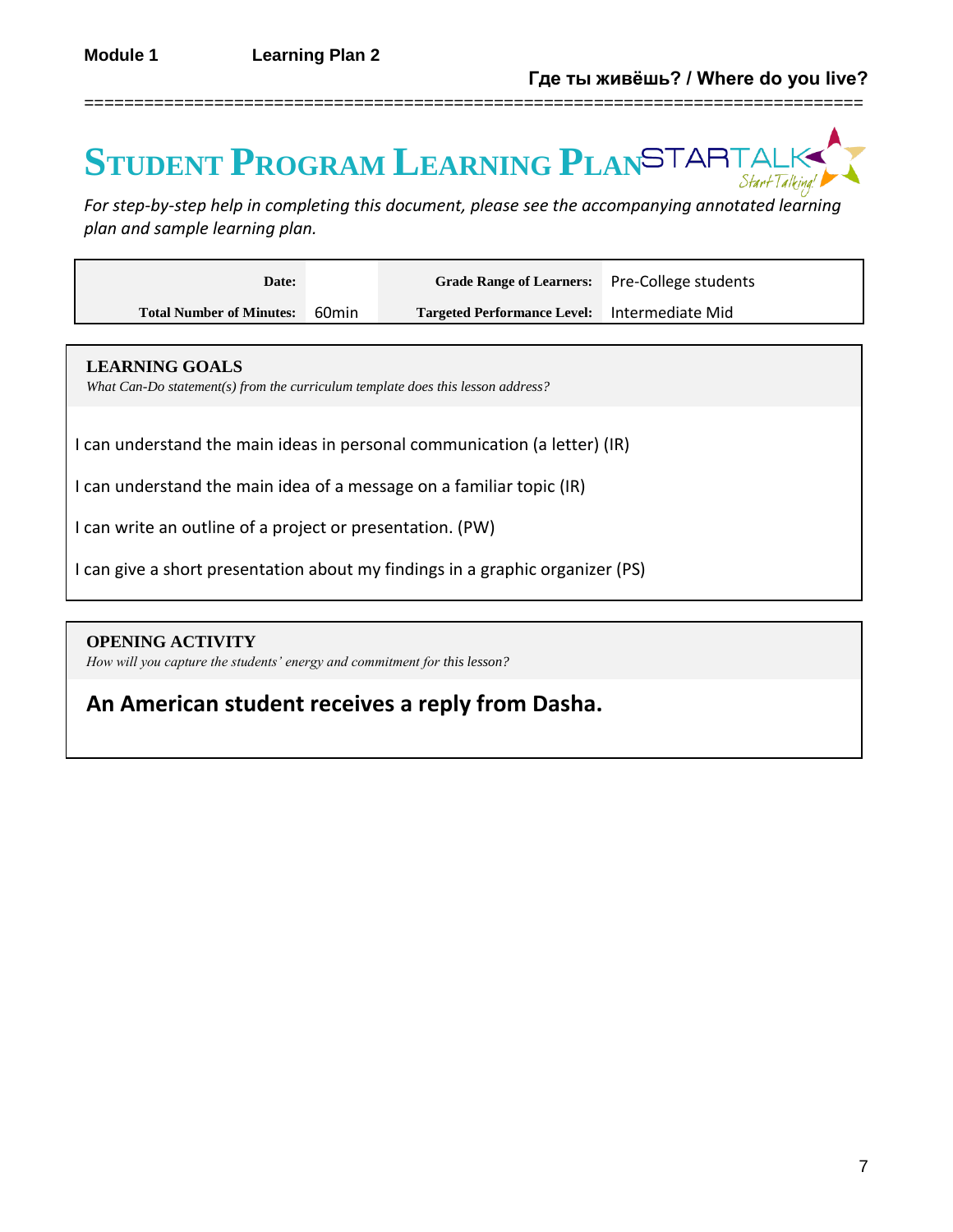**Module 1** **Learning Plan 2**

**Где ты живёшь? / Where do you live?**

# STUDENT PROGRAM LEARNING PLAN

*For step-by-step help in completing this document, please see the accompanying annotated learning plan and sample learning plan.*

| | | | |
|---|---|---|---|
| **Date:** | | **Grade Range of Learners:** | Pre-College students |
| **Total Number of Minutes:** | 60min | **Targeted Performance Level:** | Intermediate Mid |

## LEARNING GOALS

*What Can-Do statement(s) from the curriculum template does this lesson address?*

I can understand the main ideas in personal communication (a letter) (IR)

I can understand the main idea of a message on a familiar topic (IR)

I can write an outline of a project or presentation. (PW)

I can give a short presentation about my findings in a graphic organizer (PS)

## OPENING ACTIVITY

*How will you capture the students' energy and commitment for this lesson?*

**An American student receives a reply from Dasha.**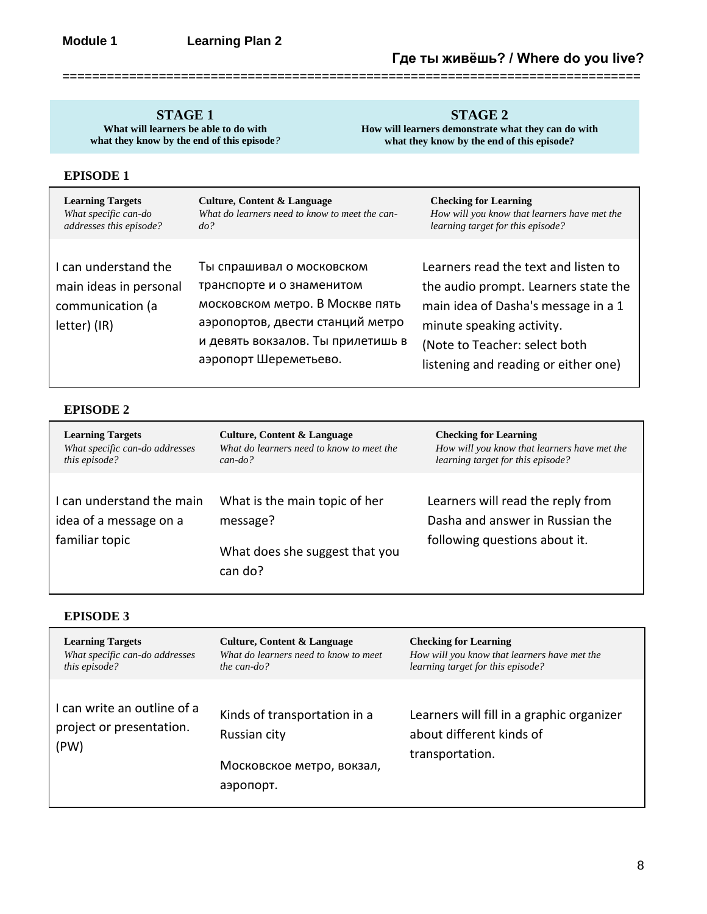**Module 1** **Learning Plan 2**

**Где ты живёшь? / Where do you live?**

==========================================================================

| **STAGE 1**<br>**What will learners be able to do with what they know by the end of this episode?** | **STAGE 2**<br>**How will learners demonstrate what they can do with what they know by the end of this episode?** |
|---|---|

**EPISODE 1**

| **Learning Targets**<br>*What specific can-do addresses this episode?* | **Culture, Content & Language**<br>*What do learners need to know to meet the can-do?* | **Checking for Learning**<br>*How will you know that learners have met the learning target for this episode?* |
|---|---|---|
| I can understand the main ideas in personal communication (a letter) (IR) | Ты спрашивал о московском транспорте и о знаменитом московском метро. В Москве пять аэропортов, двести станций метро и девять вокзалов. Ты прилетишь в аэропорт Шереметьево. | Learners read the text and listen to the audio prompt. Learners state the main idea of Dasha's message in a 1 minute speaking activity.<br>(Note to Teacher: select both listening and reading or either one) |

**EPISODE 2**

| **Learning Targets**<br>*What specific can-do addresses this episode?* | **Culture, Content & Language**<br>*What do learners need to know to meet the can-do?* | **Checking for Learning**<br>*How will you know that learners have met the learning target for this episode?* |
|---|---|---|
| I can understand the main idea of a message on a familiar topic | What is the main topic of her message?<br><br>What does she suggest that you can do? | Learners will read the reply from Dasha and answer in Russian the following questions about it. |

**EPISODE 3**

| **Learning Targets**<br>*What specific can-do addresses this episode?* | **Culture, Content & Language**<br>*What do learners need to know to meet the can-do?* | **Checking for Learning**<br>*How will you know that learners have met the learning target for this episode?* |
|---|---|---|
| I can write an outline of a project or presentation. (PW) | Kinds of transportation in a Russian city<br><br>Московское метро, вокзал, аэропорт. | Learners will fill in a graphic organizer about different kinds of transportation. |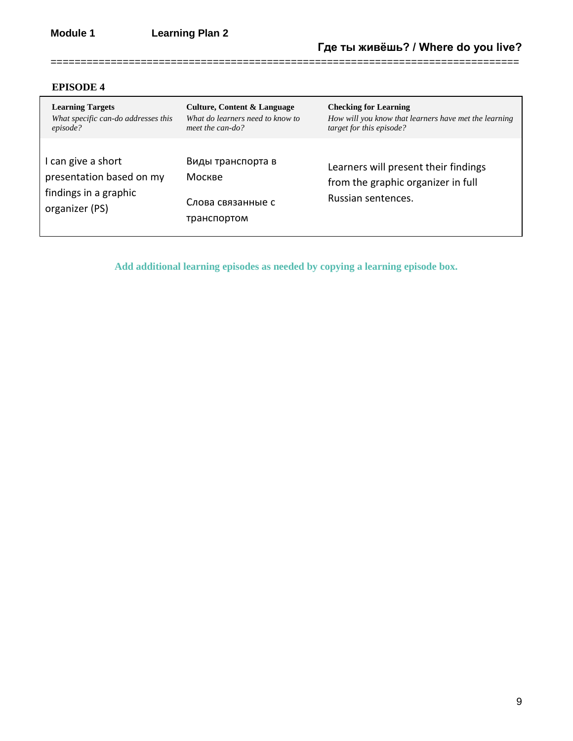Module 1 Learning Plan 2

**Где ты живёшь? / Where do you live?**

==========================================================================

**EPISODE 4**

| **Learning Targets**<br>*What specific can-do addresses this episode?* | **Culture, Content & Language**<br>*What do learners need to know to meet the can-do?* | **Checking for Learning**<br>*How will you know that learners have met the learning target for this episode?* |
|---|---|---|
| I can give a short presentation based on my findings in a graphic organizer (PS) | Виды транспорта в Москве<br><br>Слова связанные с транспортом | Learners will present their findings from the graphic organizer in full Russian sentences. |

**Add additional learning episodes as needed by copying a learning episode box.**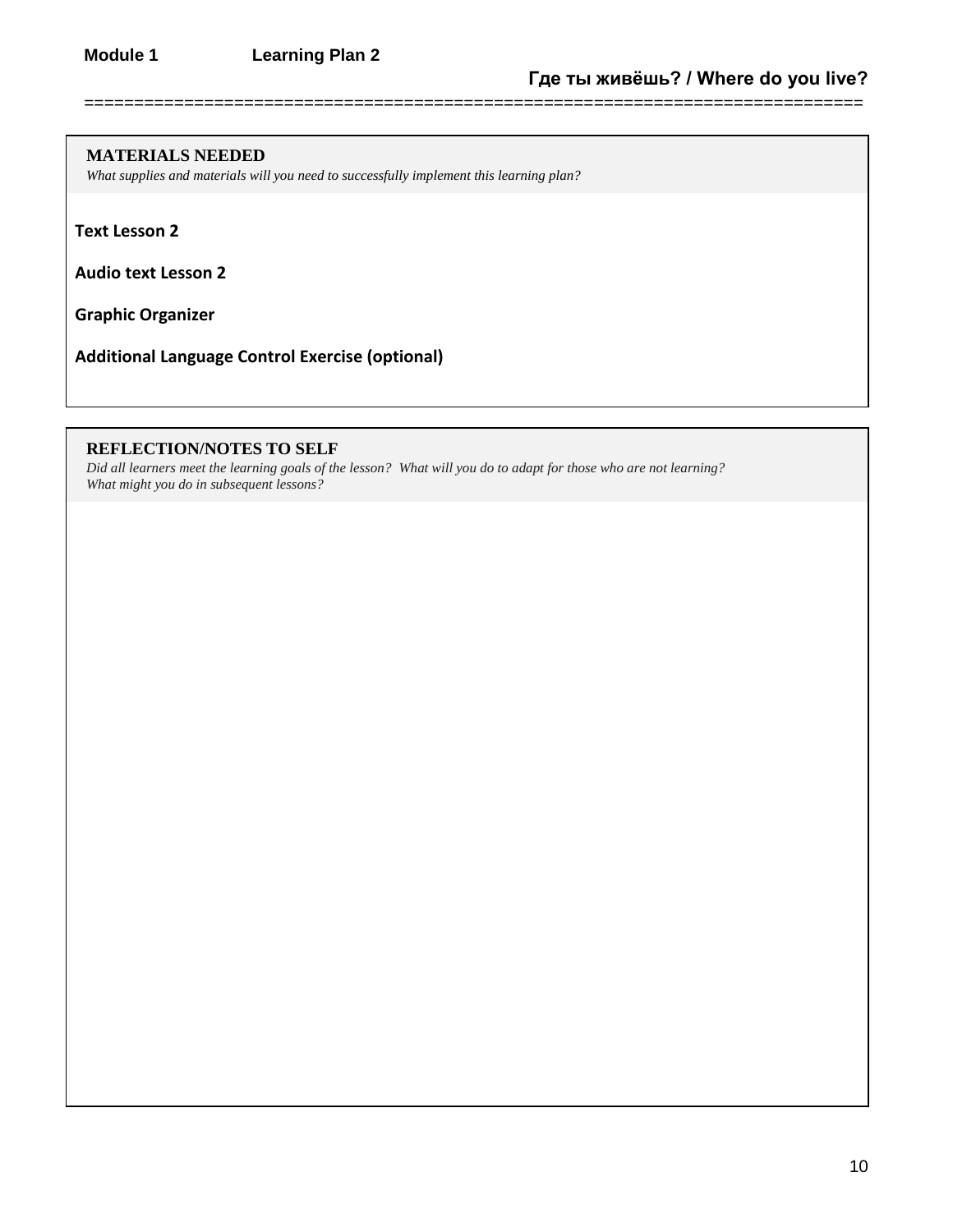**Module 1** **Learning Plan 2**

**Где ты живёшь? / Where do you live?**

===========================================================================

### MATERIALS NEEDED

*What supplies and materials will you need to successfully implement this learning plan?*

**Text Lesson 2**

**Audio text Lesson 2**

**Graphic Organizer**

**Additional Language Control Exercise (optional)**

### REFLECTION/NOTES TO SELF

*Did all learners meet the learning goals of the lesson? What will you do to adapt for those who are not learning? What might you do in subsequent lessons?*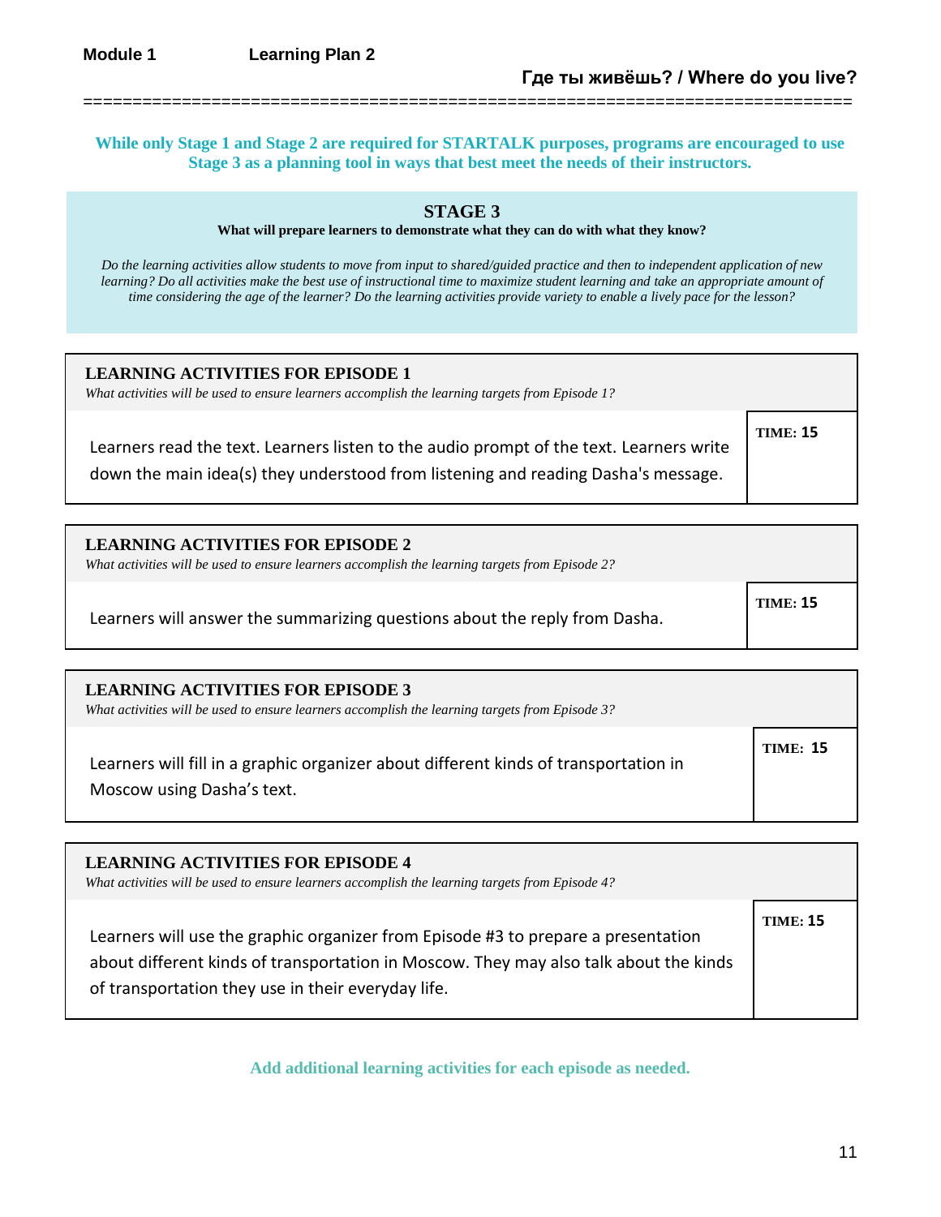**Module 1** **Learning Plan 2**

**Где ты живёшь? / Where do you live?**

**While only Stage 1 and Stage 2 are required for STARTALK purposes, programs are encouraged to use Stage 3 as a planning tool in ways that best meet the needs of their instructors.**

## STAGE 3

**What will prepare learners to demonstrate what they can do with what they know?**

*Do the learning activities allow students to move from input to shared/guided practice and then to independent application of new learning? Do all activities make the best use of instructional time to maximize student learning and take an appropriate amount of time considering the age of the learner? Do the learning activities provide variety to enable a lively pace for the lesson?*

### LEARNING ACTIVITIES FOR EPISODE 1

*What activities will be used to ensure learners accomplish the learning targets from Episode 1?*

| | |
|---|---|
| Learners read the text. Learners listen to the audio prompt of the text. Learners write down the main idea(s) they understood from listening and reading Dasha's message. | **TIME:** 15 |

### LEARNING ACTIVITIES FOR EPISODE 2

*What activities will be used to ensure learners accomplish the learning targets from Episode 2?*

| | |
|---|---|
| Learners will answer the summarizing questions about the reply from Dasha. | **TIME:** 15 |

### LEARNING ACTIVITIES FOR EPISODE 3

*What activities will be used to ensure learners accomplish the learning targets from Episode 3?*

| | |
|---|---|
| Learners will fill in a graphic organizer about different kinds of transportation in Moscow using Dasha's text. | **TIME:** 15 |

### LEARNING ACTIVITIES FOR EPISODE 4

*What activities will be used to ensure learners accomplish the learning targets from Episode 4?*

| | |
|---|---|
| Learners will use the graphic organizer from Episode #3 to prepare a presentation about different kinds of transportation in Moscow. They may also talk about the kinds of transportation they use in their everyday life. | **TIME:** 15 |

**Add additional learning activities for each episode as needed.**